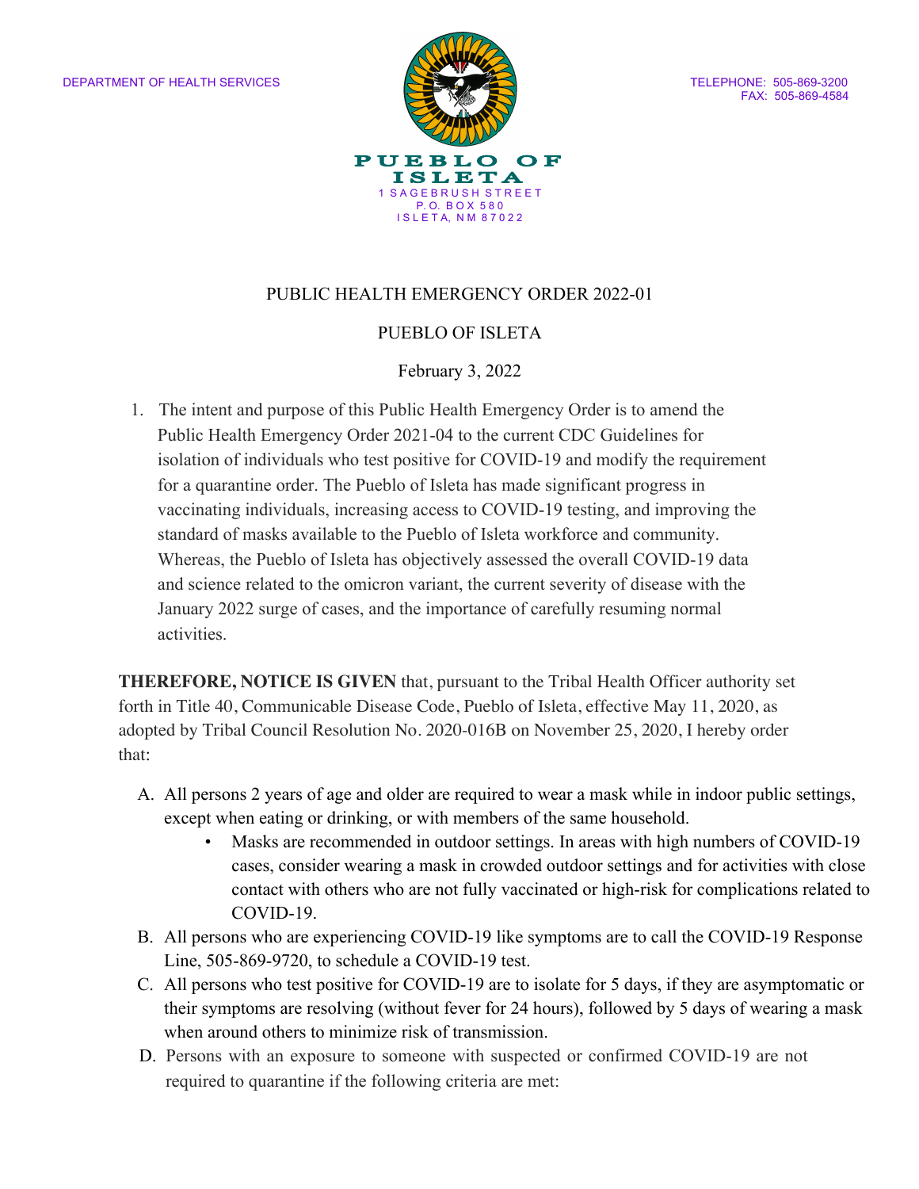DEPARTMENT OF HEALTH SERVICES

TELEPHONE: 505-869-3200
FAX: 505-869-4584

**PUEBLO OF ISLETA**
1 SAGEBRUSH STREET
P.O. BOX 580
ISLETA, NM 87022

# PUBLIC HEALTH EMERGENCY ORDER 2022-01

## PUEBLO OF ISLETA

February 3, 2022

1. The intent and purpose of this Public Health Emergency Order is to amend the Public Health Emergency Order 2021-04 to the current CDC Guidelines for isolation of individuals who test positive for COVID-19 and modify the requirement for a quarantine order. The Pueblo of Isleta has made significant progress in vaccinating individuals, increasing access to COVID-19 testing, and improving the standard of masks available to the Pueblo of Isleta workforce and community. Whereas, the Pueblo of Isleta has objectively assessed the overall COVID-19 data and science related to the omicron variant, the current severity of disease with the January 2022 surge of cases, and the importance of carefully resuming normal activities.

**THEREFORE, NOTICE IS GIVEN** that, pursuant to the Tribal Health Officer authority set forth in Title 40, Communicable Disease Code, Pueblo of Isleta, effective May 11, 2020, as adopted by Tribal Council Resolution No. 2020-016B on November 25, 2020, I hereby order that:

A. All persons 2 years of age and older are required to wear a mask while in indoor public settings, except when eating or drinking, or with members of the same household.
   - Masks are recommended in outdoor settings. In areas with high numbers of COVID-19 cases, consider wearing a mask in crowded outdoor settings and for activities with close contact with others who are not fully vaccinated or high-risk for complications related to COVID-19.

B. All persons who are experiencing COVID-19 like symptoms are to call the COVID-19 Response Line, 505-869-9720, to schedule a COVID-19 test.

C. All persons who test positive for COVID-19 are to isolate for 5 days, if they are asymptomatic or their symptoms are resolving (without fever for 24 hours), followed by 5 days of wearing a mask when around others to minimize risk of transmission.

D. Persons with an exposure to someone with suspected or confirmed COVID-19 are not required to quarantine if the following criteria are met: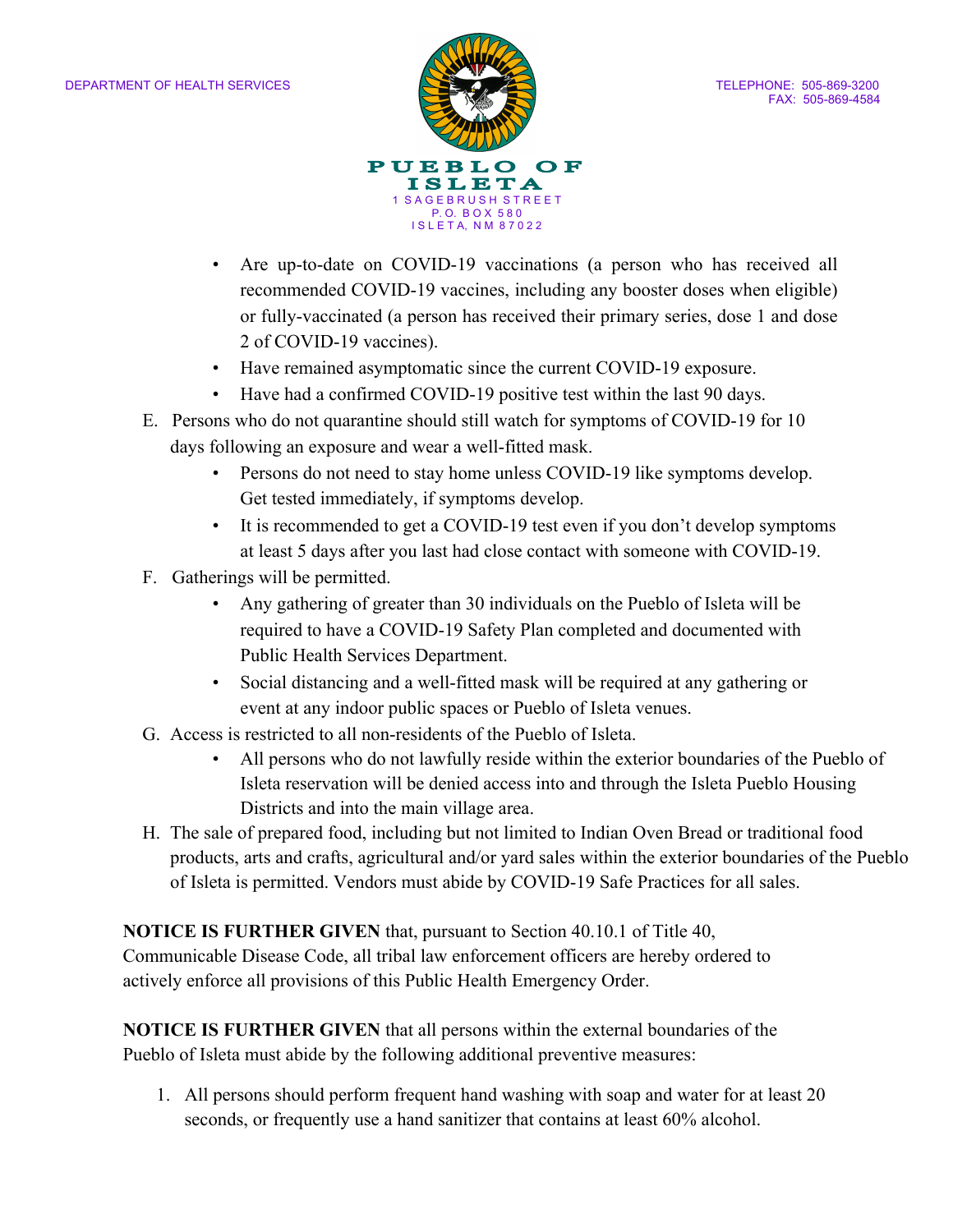- Are up-to-date on COVID-19 vaccinations (a person who has received all recommended COVID-19 vaccines, including any booster doses when eligible) or fully-vaccinated (a person has received their primary series, dose 1 and dose 2 of COVID-19 vaccines).
- Have remained asymptomatic since the current COVID-19 exposure.
- Have had a confirmed COVID-19 positive test within the last 90 days.

E. Persons who do not quarantine should still watch for symptoms of COVID-19 for 10 days following an exposure and wear a well-fitted mask.
   - Persons do not need to stay home unless COVID-19 like symptoms develop. Get tested immediately, if symptoms develop.
   - It is recommended to get a COVID-19 test even if you don't develop symptoms at least 5 days after you last had close contact with someone with COVID-19.

F. Gatherings will be permitted.
   - Any gathering of greater than 30 individuals on the Pueblo of Isleta will be required to have a COVID-19 Safety Plan completed and documented with Public Health Services Department.
   - Social distancing and a well-fitted mask will be required at any gathering or event at any indoor public spaces or Pueblo of Isleta venues.

G. Access is restricted to all non-residents of the Pueblo of Isleta.
   - All persons who do not lawfully reside within the exterior boundaries of the Pueblo of Isleta reservation will be denied access into and through the Isleta Pueblo Housing Districts and into the main village area.

H. The sale of prepared food, including but not limited to Indian Oven Bread or traditional food products, arts and crafts, agricultural and/or yard sales within the exterior boundaries of the Pueblo of Isleta is permitted. Vendors must abide by COVID-19 Safe Practices for all sales.

**NOTICE IS FURTHER GIVEN** that, pursuant to Section 40.10.1 of Title 40, Communicable Disease Code, all tribal law enforcement officers are hereby ordered to actively enforce all provisions of this Public Health Emergency Order.

**NOTICE IS FURTHER GIVEN** that all persons within the external boundaries of the Pueblo of Isleta must abide by the following additional preventive measures:

1. All persons should perform frequent hand washing with soap and water for at least 20 seconds, or frequently use a hand sanitizer that contains at least 60% alcohol.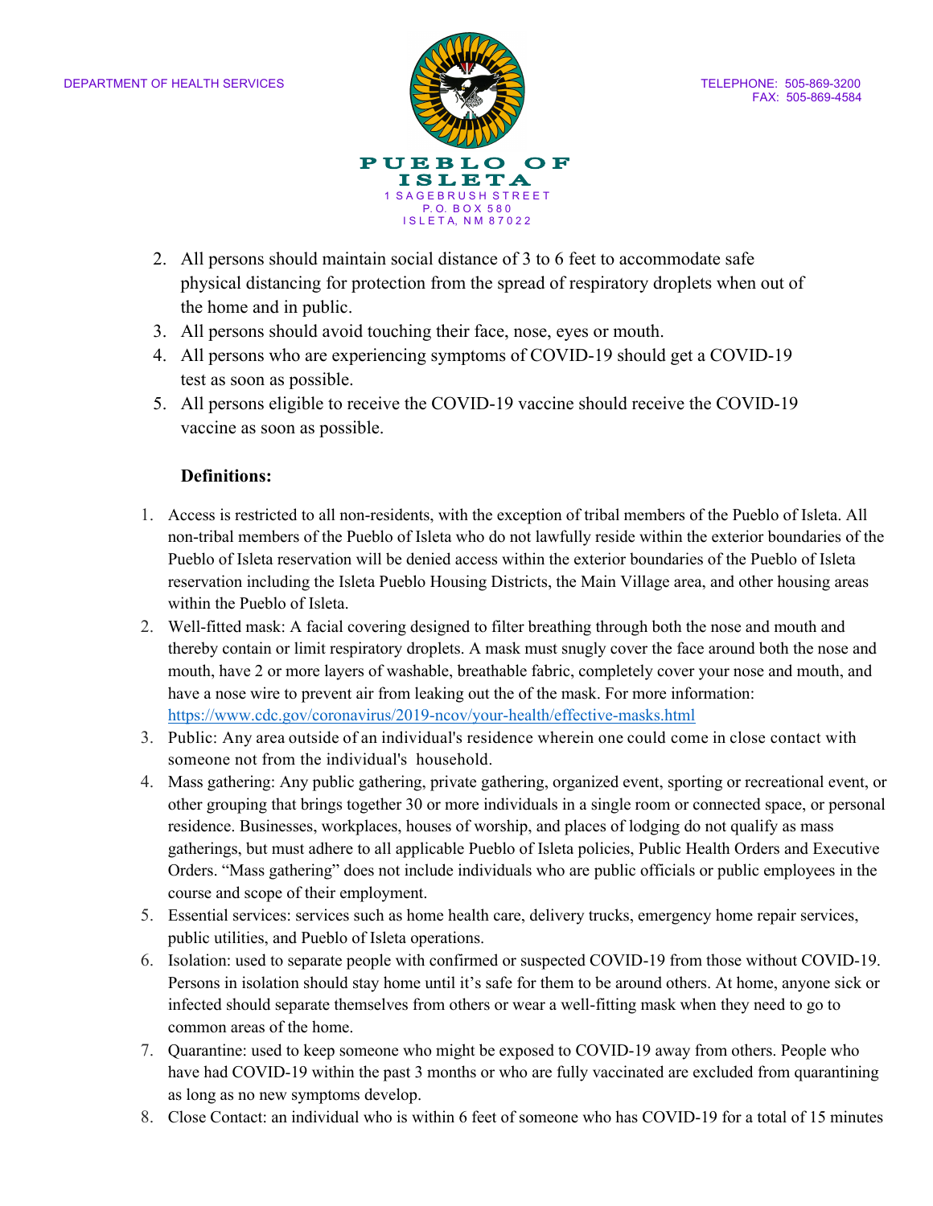2. All persons should maintain social distance of 3 to 6 feet to accommodate safe physical distancing for protection from the spread of respiratory droplets when out of the home and in public.
3. All persons should avoid touching their face, nose, eyes or mouth.
4. All persons who are experiencing symptoms of COVID-19 should get a COVID-19 test as soon as possible.
5. All persons eligible to receive the COVID-19 vaccine should receive the COVID-19 vaccine as soon as possible.

**Definitions:**

1. Access is restricted to all non-residents, with the exception of tribal members of the Pueblo of Isleta. All non-tribal members of the Pueblo of Isleta who do not lawfully reside within the exterior boundaries of the Pueblo of Isleta reservation will be denied access within the exterior boundaries of the Pueblo of Isleta reservation including the Isleta Pueblo Housing Districts, the Main Village area, and other housing areas within the Pueblo of Isleta.
2. Well-fitted mask: A facial covering designed to filter breathing through both the nose and mouth and thereby contain or limit respiratory droplets. A mask must snugly cover the face around both the nose and mouth, have 2 or more layers of washable, breathable fabric, completely cover your nose and mouth, and have a nose wire to prevent air from leaking out the of the mask. For more information: https://www.cdc.gov/coronavirus/2019-ncov/your-health/effective-masks.html
3. Public: Any area outside of an individual's residence wherein one could come in close contact with someone not from the individual's household.
4. Mass gathering: Any public gathering, private gathering, organized event, sporting or recreational event, or other grouping that brings together 30 or more individuals in a single room or connected space, or personal residence. Businesses, workplaces, houses of worship, and places of lodging do not qualify as mass gatherings, but must adhere to all applicable Pueblo of Isleta policies, Public Health Orders and Executive Orders. "Mass gathering" does not include individuals who are public officials or public employees in the course and scope of their employment.
5. Essential services: services such as home health care, delivery trucks, emergency home repair services, public utilities, and Pueblo of Isleta operations.
6. Isolation: used to separate people with confirmed or suspected COVID-19 from those without COVID-19. Persons in isolation should stay home until it's safe for them to be around others. At home, anyone sick or infected should separate themselves from others or wear a well-fitting mask when they need to go to common areas of the home.
7. Quarantine: used to keep someone who might be exposed to COVID-19 away from others. People who have had COVID-19 within the past 3 months or who are fully vaccinated are excluded from quarantining as long as no new symptoms develop.
8. Close Contact: an individual who is within 6 feet of someone who has COVID-19 for a total of 15 minutes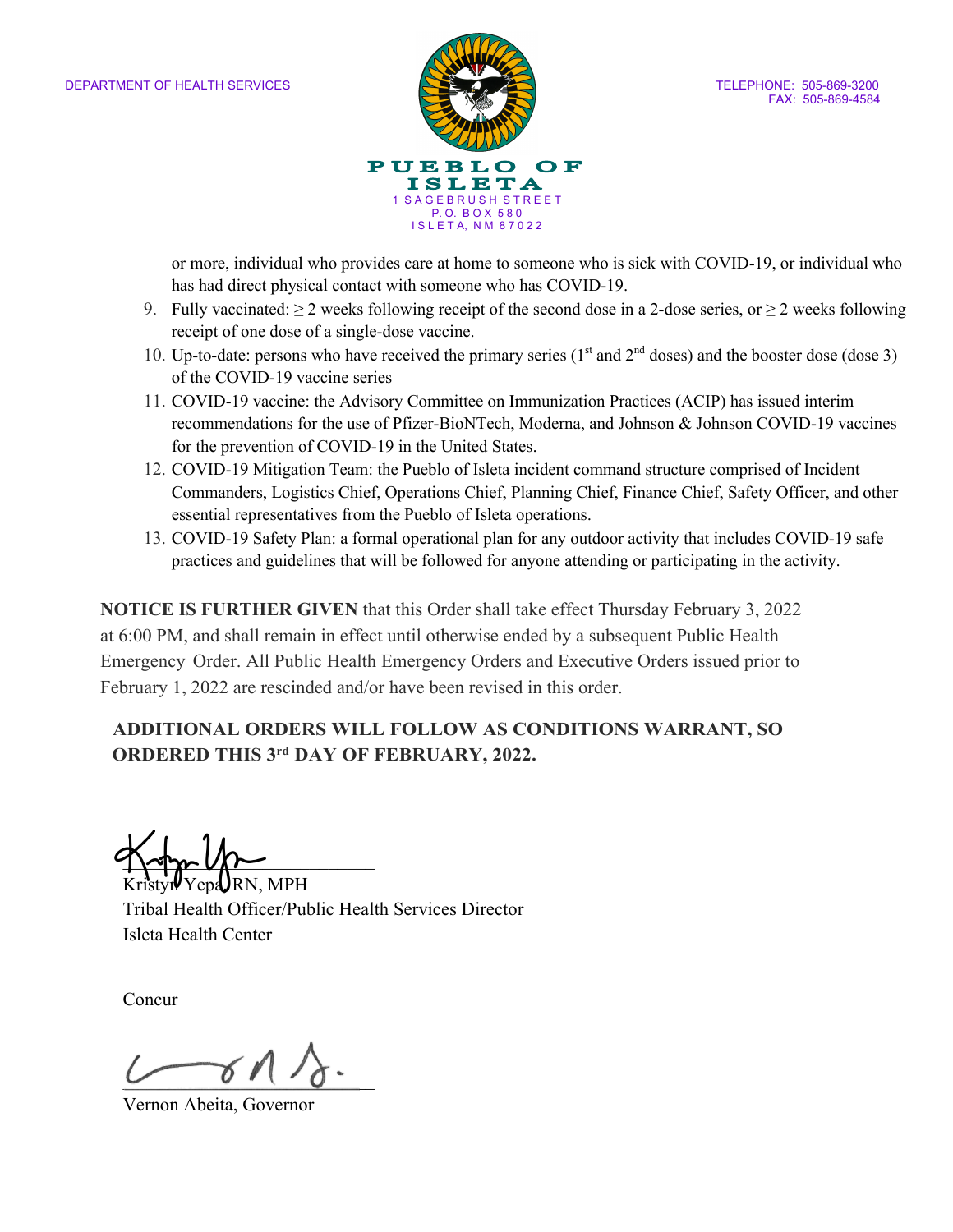DEPARTMENT OF HEALTH SERVICES

TELEPHONE: 505-869-3200
FAX: 505-869-4584

PUEBLO OF ISLETA
1 SAGEBRUSH STREET
P.O. BOX 580
ISLETA, NM 87022

or more, individual who provides care at home to someone who is sick with COVID-19, or individual who has had direct physical contact with someone who has COVID-19.

9. Fully vaccinated: ≥ 2 weeks following receipt of the second dose in a 2-dose series, or ≥ 2 weeks following receipt of one dose of a single-dose vaccine.
10. Up-to-date: persons who have received the primary series (1st and 2nd doses) and the booster dose (dose 3) of the COVID-19 vaccine series
11. COVID-19 vaccine: the Advisory Committee on Immunization Practices (ACIP) has issued interim recommendations for the use of Pfizer-BioNTech, Moderna, and Johnson & Johnson COVID-19 vaccines for the prevention of COVID-19 in the United States.
12. COVID-19 Mitigation Team: the Pueblo of Isleta incident command structure comprised of Incident Commanders, Logistics Chief, Operations Chief, Planning Chief, Finance Chief, Safety Officer, and other essential representatives from the Pueblo of Isleta operations.
13. COVID-19 Safety Plan: a formal operational plan for any outdoor activity that includes COVID-19 safe practices and guidelines that will be followed for anyone attending or participating in the activity.

**NOTICE IS FURTHER GIVEN** that this Order shall take effect Thursday February 3, 2022 at 6:00 PM, and shall remain in effect until otherwise ended by a subsequent Public Health Emergency Order. All Public Health Emergency Orders and Executive Orders issued prior to February 1, 2022 are rescinded and/or have been revised in this order.

**ADDITIONAL ORDERS WILL FOLLOW AS CONDITIONS WARRANT, SO ORDERED THIS 3rd DAY OF FEBRUARY, 2022.**

Kristyn Yepa, RN, MPH
Tribal Health Officer/Public Health Services Director
Isleta Health Center

Concur

Vernon Abeita, Governor